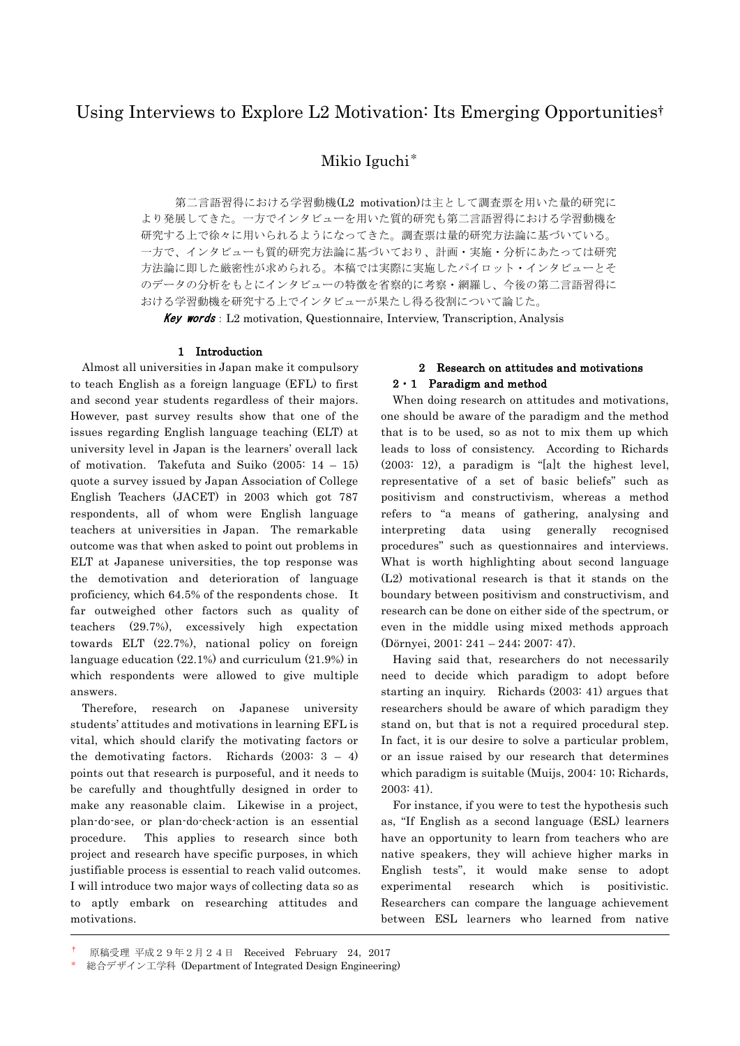# Using Interviews to Explore L2 Motivation: Its Emerging Opportunities†

Mikio Iguchi*

第二言語習得における学習動機(L2 motivation)は主として調査票を用いた量的研究により発展してきた。一方でインタビューを用いた質的研究も第二言語習得における学習動機を研究する上で徐々に用いられるようになってきた。調査票は量的研究方法論に基づいている。一方で、インタビューも質的研究方法論に基づいており、計画・実施・分析にあたっては研究方法論に即した厳密性が求められる。本稿では実際に実施したパイロット・インタビューとそのデータの分析をもとにインタビューの特徴を省察的に考察・網羅し、今後の第二言語習得における学習動機を研究する上でインタビューが果たし得る役割について論じた。

***Key words***: L2 motivation, Questionnaire, Interview, Transcription, Analysis

## 1 Introduction

Almost all universities in Japan make it compulsory to teach English as a foreign language (EFL) to first and second year students regardless of their majors. However, past survey results show that one of the issues regarding English language teaching (ELT) at university level in Japan is the learners' overall lack of motivation. Takefuta and Suiko (2005: 14 – 15) quote a survey issued by Japan Association of College English Teachers (JACET) in 2003 which got 787 respondents, all of whom were English language teachers at universities in Japan. The remarkable outcome was that when asked to point out problems in ELT at Japanese universities, the top response was the demotivation and deterioration of language proficiency, which 64.5% of the respondents chose. It far outweighed other factors such as quality of teachers (29.7%), excessively high expectation towards ELT (22.7%), national policy on foreign language education (22.1%) and curriculum (21.9%) in which respondents were allowed to give multiple answers.

Therefore, research on Japanese university students' attitudes and motivations in learning EFL is vital, which should clarify the motivating factors or the demotivating factors. Richards (2003: 3 – 4) points out that research is purposeful, and it needs to be carefully and thoughtfully designed in order to make any reasonable claim. Likewise in a project, plan-do-see, or plan-do-check-action is an essential procedure. This applies to research since both project and research have specific purposes, in which justifiable process is essential to reach valid outcomes. I will introduce two major ways of collecting data so as to aptly embark on researching attitudes and motivations.

## 2 Research on attitudes and motivations

### 2・1 Paradigm and method

When doing research on attitudes and motivations, one should be aware of the paradigm and the method that is to be used, so as not to mix them up which leads to loss of consistency. According to Richards (2003: 12), a paradigm is "[a]t the highest level, representative of a set of basic beliefs" such as positivism and constructivism, whereas a method refers to "a means of gathering, analysing and interpreting data using generally recognised procedures" such as questionnaires and interviews. What is worth highlighting about second language (L2) motivational research is that it stands on the boundary between positivism and constructivism, and research can be done on either side of the spectrum, or even in the middle using mixed methods approach (Dörnyei, 2001: 241 – 244; 2007: 47).

Having said that, researchers do not necessarily need to decide which paradigm to adopt before starting an inquiry. Richards (2003: 41) argues that researchers should be aware of which paradigm they stand on, but that is not a required procedural step. In fact, it is our desire to solve a particular problem, or an issue raised by our research that determines which paradigm is suitable (Muijs, 2004: 10; Richards, 2003: 41).

For instance, if you were to test the hypothesis such as, "If English as a second language (ESL) learners have an opportunity to learn from teachers who are native speakers, they will achieve higher marks in English tests", it would make sense to adopt experimental research which is positivistic. Researchers can compare the language achievement between ESL learners who learned from native

---

† 原稿受理 平成２９年２月２４日 Received February 24, 2017

\* 総合デザイン工学科 (Department of Integrated Design Engineering)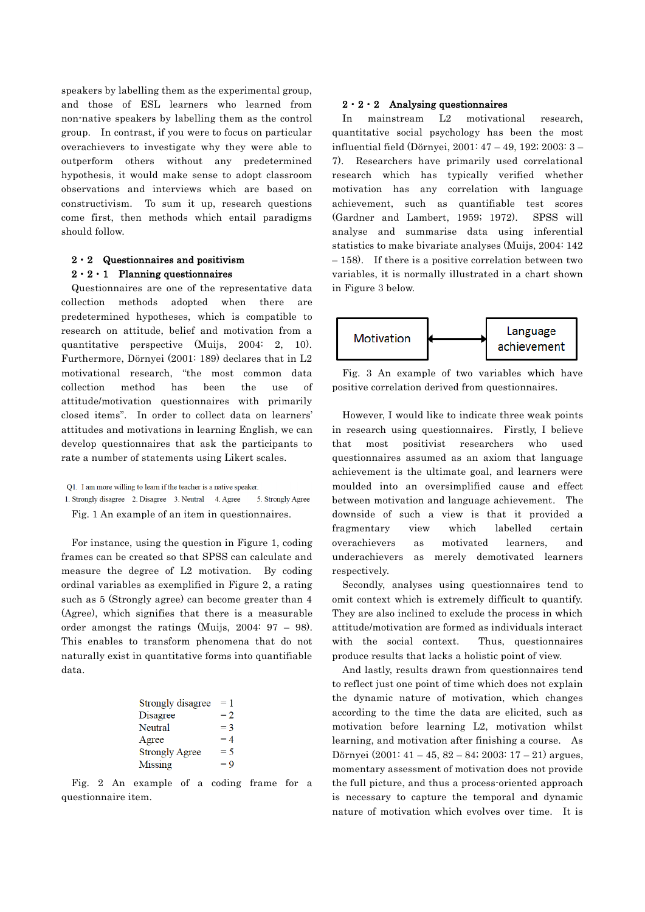speakers by labelling them as the experimental group, and those of ESL learners who learned from non-native speakers by labelling them as the control group. In contrast, if you were to focus on particular overachievers to investigate why they were able to outperform others without any predetermined hypothesis, it would make sense to adopt classroom observations and interviews which are based on constructivism. To sum it up, research questions come first, then methods which entail paradigms should follow.

## 2・2 Questionnaires and positivism

### 2・2・1 Planning questionnaires

Questionnaires are one of the representative data collection methods adopted when there are predetermined hypotheses, which is compatible to research on attitude, belief and motivation from a quantitative perspective (Muijs, 2004: 2, 10). Furthermore, Dörnyei (2001: 189) declares that in L2 motivational research, "the most common data collection method has been the use of attitude/motivation questionnaires with primarily closed items". In order to collect data on learners' attitudes and motivations in learning English, we can develop questionnaires that ask the participants to rate a number of statements using Likert scales.

Q1. I am more willing to learn if the teacher is a native speaker.
1. Strongly disagree 2. Disagree 3. Neutral 4. Agree 5. Strongly Agree

Fig. 1 An example of an item in questionnaires.

For instance, using the question in Figure 1, coding frames can be created so that SPSS can calculate and measure the degree of L2 motivation. By coding ordinal variables as exemplified in Figure 2, a rating such as 5 (Strongly agree) can become greater than 4 (Agree), which signifies that there is a measurable order amongst the ratings (Muijs, 2004: 97 – 98). This enables to transform phenomena that do not naturally exist in quantitative forms into quantifiable data.

| | |
|---|---|
| Strongly disagree | = 1 |
| Disagree | = 2 |
| Neutral | = 3 |
| Agree | = 4 |
| Strongly Agree | = 5 |
| Missing | = 9 |

Fig. 2 An example of a coding frame for a questionnaire item.

### 2・2・2 Analysing questionnaires

In mainstream L2 motivational research, quantitative social psychology has been the most influential field (Dörnyei, 2001: 47 – 49, 192; 2003: 3 – 7). Researchers have primarily used correlational research which has typically verified whether motivation has any correlation with language achievement, such as quantifiable test scores (Gardner and Lambert, 1959; 1972). SPSS will analyse and summarise data using inferential statistics to make bivariate analyses (Muijs, 2004: 142 – 158). If there is a positive correlation between two variables, it is normally illustrated in a chart shown in Figure 3 below.

Motivation ⟷ Language achievement

Fig. 3 An example of two variables which have positive correlation derived from questionnaires.

However, I would like to indicate three weak points in research using questionnaires. Firstly, I believe that most positivist researchers who used questionnaires assumed as an axiom that language achievement is the ultimate goal, and learners were moulded into an oversimplified cause and effect between motivation and language achievement. The downside of such a view is that it provided a fragmentary view which labelled certain overachievers as motivated learners, and underachievers as merely demotivated learners respectively.

Secondly, analyses using questionnaires tend to omit context which is extremely difficult to quantify. They are also inclined to exclude the process in which attitude/motivation are formed as individuals interact with the social context. Thus, questionnaires produce results that lacks a holistic point of view.

And lastly, results drawn from questionnaires tend to reflect just one point of time which does not explain the dynamic nature of motivation, which changes according to the time the data are elicited, such as motivation before learning L2, motivation whilst learning, and motivation after finishing a course. As Dörnyei (2001: 41 – 45, 82 – 84; 2003: 17 – 21) argues, momentary assessment of motivation does not provide the full picture, and thus a process-oriented approach is necessary to capture the temporal and dynamic nature of motivation which evolves over time. It is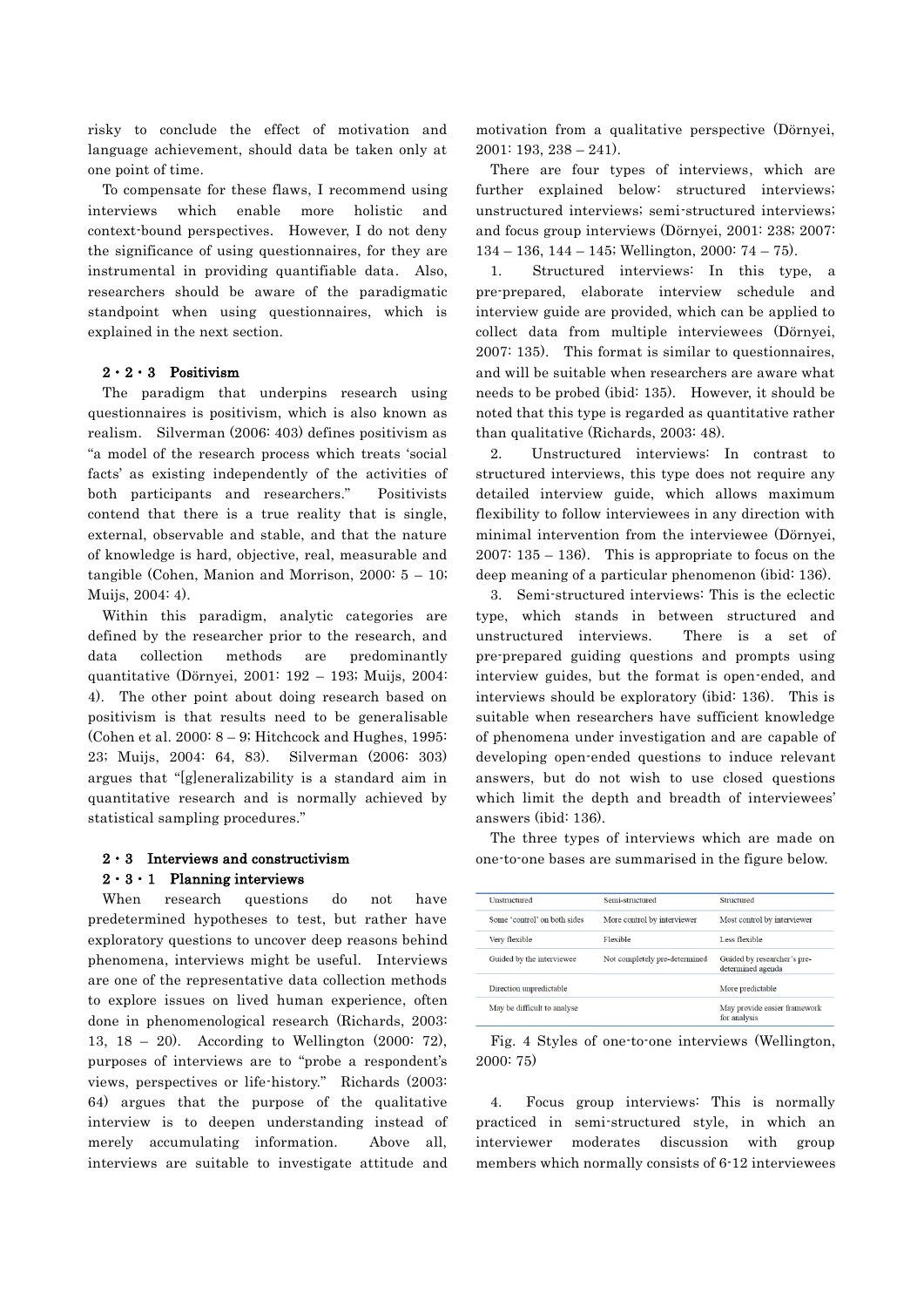risky to conclude the effect of motivation and language achievement, should data be taken only at one point of time.

To compensate for these flaws, I recommend using interviews which enable more holistic and context-bound perspectives. However, I do not deny the significance of using questionnaires, for they are instrumental in providing quantifiable data. Also, researchers should be aware of the paradigmatic standpoint when using questionnaires, which is explained in the next section.

### 2・2・3 Positivism

The paradigm that underpins research using questionnaires is positivism, which is also known as realism. Silverman (2006: 403) defines positivism as "a model of the research process which treats 'social facts' as existing independently of the activities of both participants and researchers." Positivists contend that there is a true reality that is single, external, observable and stable, and that the nature of knowledge is hard, objective, real, measurable and tangible (Cohen, Manion and Morrison, 2000: 5 – 10; Muijs, 2004: 4).

Within this paradigm, analytic categories are defined by the researcher prior to the research, and data collection methods are predominantly quantitative (Dörnyei, 2001: 192 – 193; Muijs, 2004: 4). The other point about doing research based on positivism is that results need to be generalisable (Cohen et al. 2000: 8 – 9; Hitchcock and Hughes, 1995: 23; Muijs, 2004: 64, 83). Silverman (2006: 303) argues that "[g]eneralizability is a standard aim in quantitative research and is normally achieved by statistical sampling procedures."

## 2・3 Interviews and constructivism

### 2・3・1 Planning interviews

When research questions do not have predetermined hypotheses to test, but rather have exploratory questions to uncover deep reasons behind phenomena, interviews might be useful. Interviews are one of the representative data collection methods to explore issues on lived human experience, often done in phenomenological research (Richards, 2003: 13, 18 – 20). According to Wellington (2000: 72), purposes of interviews are to "probe a respondent's views, perspectives or life-history." Richards (2003: 64) argues that the purpose of the qualitative interview is to deepen understanding instead of merely accumulating information. Above all, interviews are suitable to investigate attitude and motivation from a qualitative perspective (Dörnyei, 2001: 193, 238 – 241).

There are four types of interviews, which are further explained below: structured interviews; unstructured interviews; semi-structured interviews; and focus group interviews (Dörnyei, 2001: 238; 2007: 134 – 136, 144 – 145; Wellington, 2000: 74 – 75).

1. Structured interviews: In this type, a pre-prepared, elaborate interview schedule and interview guide are provided, which can be applied to collect data from multiple interviewees (Dörnyei, 2007: 135). This format is similar to questionnaires, and will be suitable when researchers are aware what needs to be probed (ibid: 135). However, it should be noted that this type is regarded as quantitative rather than qualitative (Richards, 2003: 48).

2. Unstructured interviews: In contrast to structured interviews, this type does not require any detailed interview guide, which allows maximum flexibility to follow interviewees in any direction with minimal intervention from the interviewee (Dörnyei, 2007: 135 – 136). This is appropriate to focus on the deep meaning of a particular phenomenon (ibid: 136).

3. Semi-structured interviews: This is the eclectic type, which stands in between structured and unstructured interviews. There is a set of pre-prepared guiding questions and prompts using interview guides, but the format is open-ended, and interviews should be exploratory (ibid: 136). This is suitable when researchers have sufficient knowledge of phenomena under investigation and are capable of developing open-ended questions to induce relevant answers, but do not wish to use closed questions which limit the depth and breadth of interviewees' answers (ibid: 136).

The three types of interviews which are made on one-to-one bases are summarised in the figure below.

| Unstructured | Semi-structured | Structured |
|---|---|---|
| Some 'control' on both sides | More control by interviewer | Most control by interviewer |
| Very flexible | Flexible | Less flexible |
| Guided by the interviewee | Not completely pre-determined | Guided by researcher's pre-determined agenda |
| Direction unpredictable | | More predictable |
| May be difficult to analyse | | May provide easier framework for analysis |

Fig. 4 Styles of one-to-one interviews (Wellington, 2000: 75)

4. Focus group interviews: This is normally practiced in semi-structured style, in which an interviewer moderates discussion with group members which normally consists of 6-12 interviewees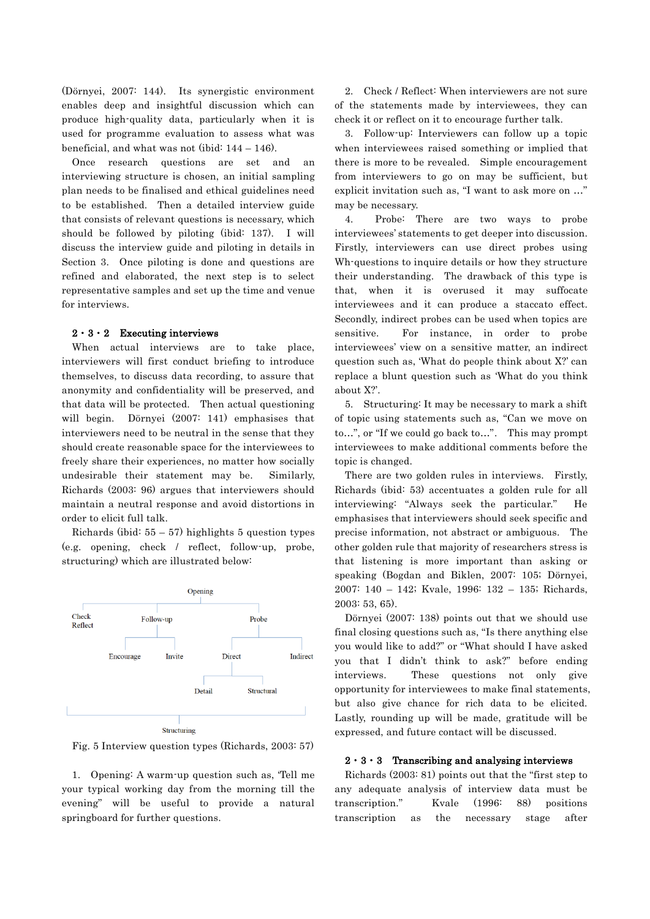(Dörnyei, 2007: 144). Its synergistic environment enables deep and insightful discussion which can produce high-quality data, particularly when it is used for programme evaluation to assess what was beneficial, and what was not (ibid: 144 – 146).

Once research questions are set and an interviewing structure is chosen, an initial sampling plan needs to be finalised and ethical guidelines need to be established. Then a detailed interview guide that consists of relevant questions is necessary, which should be followed by piloting (ibid: 137). I will discuss the interview guide and piloting in details in Section 3. Once piloting is done and questions are refined and elaborated, the next step is to select representative samples and set up the time and venue for interviews.

### 2・3・2 Executing interviews

When actual interviews are to take place, interviewers will first conduct briefing to introduce themselves, to discuss data recording, to assure that anonymity and confidentiality will be preserved, and that data will be protected. Then actual questioning will begin. Dörnyei (2007: 141) emphasises that interviewers need to be neutral in the sense that they should create reasonable space for the interviewees to freely share their experiences, no matter how socially undesirable their statement may be. Similarly, Richards (2003: 96) argues that interviewers should maintain a neutral response and avoid distortions in order to elicit full talk.

Richards (ibid: 55 – 57) highlights 5 question types (e.g. opening, check / reflect, follow-up, probe, structuring) which are illustrated below:

Opening

Check Reflect | Follow-up | Probe

Encourage | Invite | Direct | Indirect

Detail | Structural

Structuring

Fig. 5 Interview question types (Richards, 2003: 57)

1. Opening: A warm-up question such as, 'Tell me your typical working day from the morning till the evening" will be useful to provide a natural springboard for further questions.

2. Check / Reflect: When interviewers are not sure of the statements made by interviewees, they can check it or reflect on it to encourage further talk.

3. Follow-up: Interviewers can follow up a topic when interviewees raised something or implied that there is more to be revealed. Simple encouragement from interviewers to go on may be sufficient, but explicit invitation such as, "I want to ask more on …" may be necessary.

4. Probe: There are two ways to probe interviewees' statements to get deeper into discussion. Firstly, interviewers can use direct probes using Wh-questions to inquire details or how they structure their understanding. The drawback of this type is that, when it is overused it may suffocate interviewees and it can produce a staccato effect. Secondly, indirect probes can be used when topics are sensitive. For instance, in order to probe interviewees' view on a sensitive matter, an indirect question such as, 'What do people think about X?' can replace a blunt question such as 'What do you think about X?'.

5. Structuring: It may be necessary to mark a shift of topic using statements such as, "Can we move on to…", or "If we could go back to…". This may prompt interviewees to make additional comments before the topic is changed.

There are two golden rules in interviews. Firstly, Richards (ibid: 53) accentuates a golden rule for all interviewing: "Always seek the particular." He emphasises that interviewers should seek specific and precise information, not abstract or ambiguous. The other golden rule that majority of researchers stress is that listening is more important than asking or speaking (Bogdan and Biklen, 2007: 105; Dörnyei, 2007: 140 – 142; Kvale, 1996: 132 – 135; Richards, 2003: 53, 65).

Dörnyei (2007: 138) points out that we should use final closing questions such as, "Is there anything else you would like to add?" or "What should I have asked you that I didn't think to ask?" before ending interviews. These questions not only give opportunity for interviewees to make final statements, but also give chance for rich data to be elicited. Lastly, rounding up will be made, gratitude will be expressed, and future contact will be discussed.

### 2・3・3 Transcribing and analysing interviews

Richards (2003: 81) points out that the "first step to any adequate analysis of interview data must be transcription." Kvale (1996: 88) positions transcription as the necessary stage after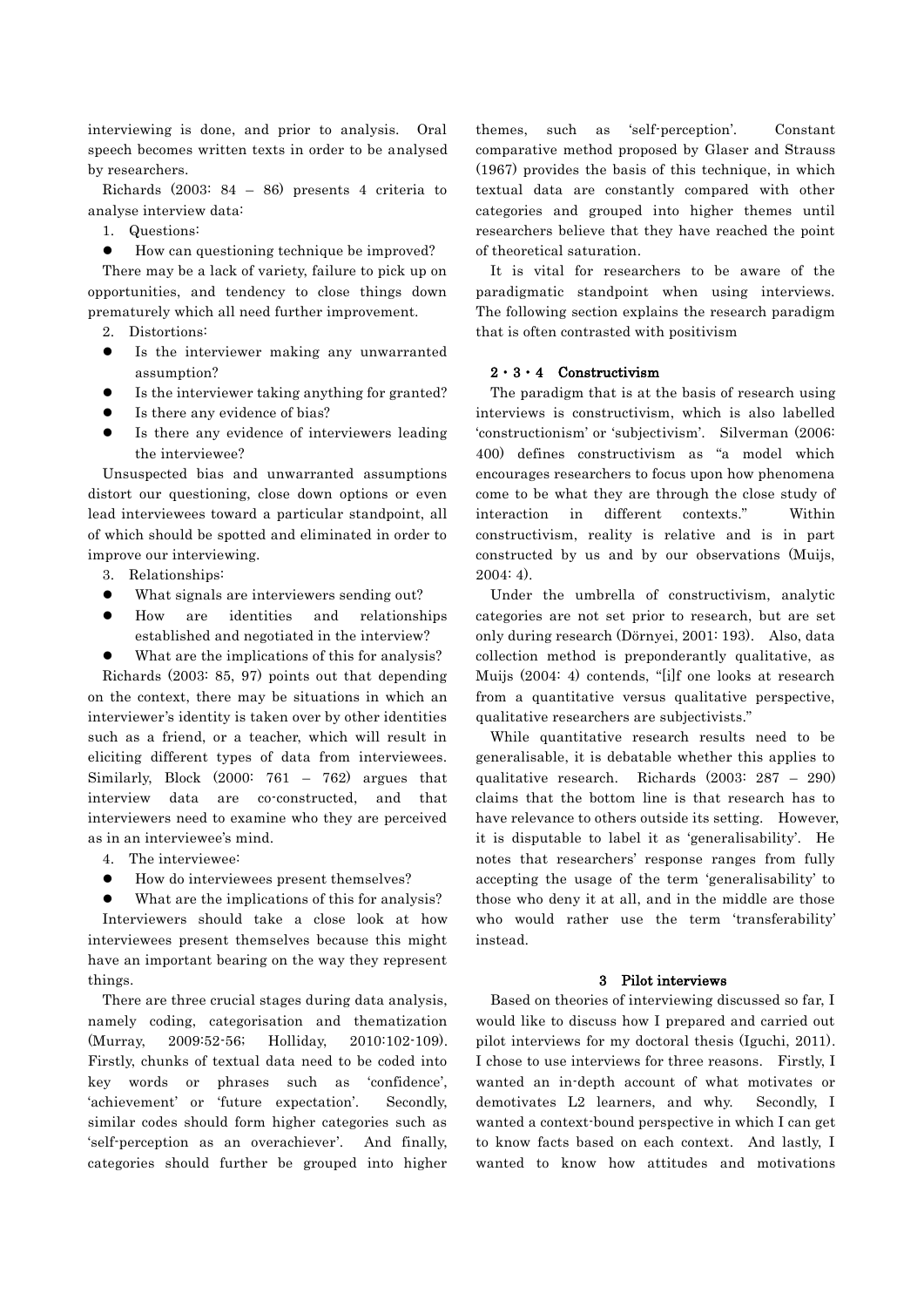interviewing is done, and prior to analysis. Oral speech becomes written texts in order to be analysed by researchers.

Richards (2003: 84 – 86) presents 4 criteria to analyse interview data:

1. Questions:

- How can questioning technique be improved?

There may be a lack of variety, failure to pick up on opportunities, and tendency to close things down prematurely which all need further improvement.

2. Distortions:

- Is the interviewer making any unwarranted assumption?
- Is the interviewer taking anything for granted?
- Is there any evidence of bias?
- Is there any evidence of interviewers leading the interviewee?

Unsuspected bias and unwarranted assumptions distort our questioning, close down options or even lead interviewees toward a particular standpoint, all of which should be spotted and eliminated in order to improve our interviewing.

3. Relationships:

- What signals are interviewers sending out?
- How are identities and relationships established and negotiated in the interview?
- What are the implications of this for analysis?

Richards (2003: 85, 97) points out that depending on the context, there may be situations in which an interviewer's identity is taken over by other identities such as a friend, or a teacher, which will result in eliciting different types of data from interviewees. Similarly, Block (2000: 761 – 762) argues that interview data are co-constructed, and that interviewers need to examine who they are perceived as in an interviewee's mind.

4. The interviewee:

- How do interviewees present themselves?
- What are the implications of this for analysis?

Interviewers should take a close look at how interviewees present themselves because this might have an important bearing on the way they represent things.

There are three crucial stages during data analysis, namely coding, categorisation and thematization (Murray, 2009:52-56; Holliday, 2010:102-109). Firstly, chunks of textual data need to be coded into key words or phrases such as 'confidence', 'achievement' or 'future expectation'. Secondly, similar codes should form higher categories such as 'self-perception as an overachiever'. And finally, categories should further be grouped into higher themes, such as 'self-perception'. Constant comparative method proposed by Glaser and Strauss (1967) provides the basis of this technique, in which textual data are constantly compared with other categories and grouped into higher themes until researchers believe that they have reached the point of theoretical saturation.

It is vital for researchers to be aware of the paradigmatic standpoint when using interviews. The following section explains the research paradigm that is often contrasted with positivism

### 2・3・4 Constructivism

The paradigm that is at the basis of research using interviews is constructivism, which is also labelled 'constructionism' or 'subjectivism'. Silverman (2006: 400) defines constructivism as "a model which encourages researchers to focus upon how phenomena come to be what they are through the close study of interaction in different contexts." Within constructivism, reality is relative and is in part constructed by us and by our observations (Muijs, 2004: 4).

Under the umbrella of constructivism, analytic categories are not set prior to research, but are set only during research (Dörnyei, 2001: 193). Also, data collection method is preponderantly qualitative, as Muijs (2004: 4) contends, "[i]f one looks at research from a quantitative versus qualitative perspective, qualitative researchers are subjectivists."

While quantitative research results need to be generalisable, it is debatable whether this applies to qualitative research. Richards (2003: 287 – 290) claims that the bottom line is that research has to have relevance to others outside its setting. However, it is disputable to label it as 'generalisability'. He notes that researchers' response ranges from fully accepting the usage of the term 'generalisability' to those who deny it at all, and in the middle are those who would rather use the term 'transferability' instead.

## 3 Pilot interviews

Based on theories of interviewing discussed so far, I would like to discuss how I prepared and carried out pilot interviews for my doctoral thesis (Iguchi, 2011). I chose to use interviews for three reasons. Firstly, I wanted an in-depth account of what motivates or demotivates L2 learners, and why. Secondly, I wanted a context-bound perspective in which I can get to know facts based on each context. And lastly, I wanted to know how attitudes and motivations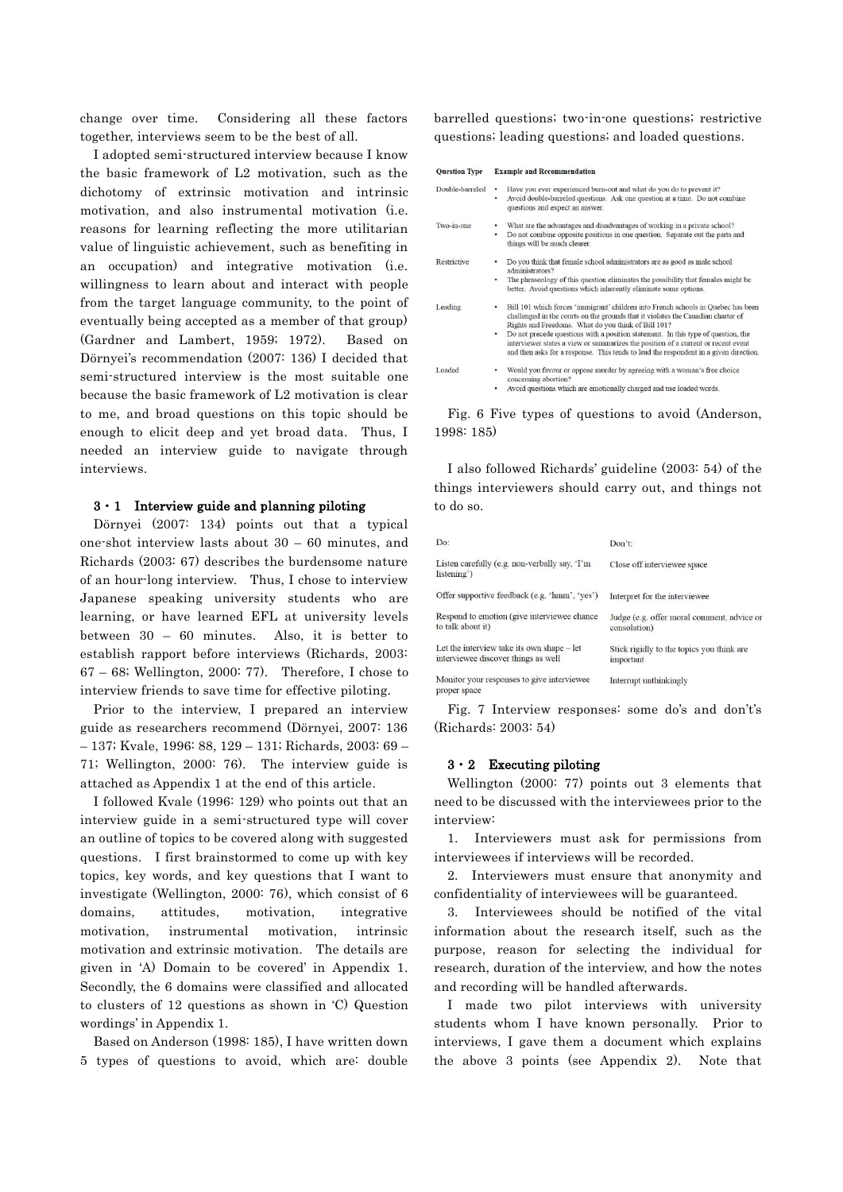change over time. Considering all these factors together, interviews seem to be the best of all.

I adopted semi-structured interview because I know the basic framework of L2 motivation, such as the dichotomy of extrinsic motivation and intrinsic motivation, and also instrumental motivation (i.e. reasons for learning reflecting the more utilitarian value of linguistic achievement, such as benefiting in an occupation) and integrative motivation (i.e. willingness to learn about and interact with people from the target language community, to the point of eventually being accepted as a member of that group) (Gardner and Lambert, 1959; 1972). Based on Dörnyei's recommendation (2007: 136) I decided that semi-structured interview is the most suitable one because the basic framework of L2 motivation is clear to me, and broad questions on this topic should be enough to elicit deep and yet broad data. Thus, I needed an interview guide to navigate through interviews.

### 3・1 Interview guide and planning piloting

Dörnyei (2007: 134) points out that a typical one-shot interview lasts about 30 – 60 minutes, and Richards (2003: 67) describes the burdensome nature of an hour-long interview. Thus, I chose to interview Japanese speaking university students who are learning, or have learned EFL at university levels between 30 – 60 minutes. Also, it is better to establish rapport before interviews (Richards, 2003: 67 – 68; Wellington, 2000: 77). Therefore, I chose to interview friends to save time for effective piloting.

Prior to the interview, I prepared an interview guide as researchers recommend (Dörnyei, 2007: 136 – 137; Kvale, 1996: 88, 129 – 131; Richards, 2003: 69 – 71; Wellington, 2000: 76). The interview guide is attached as Appendix 1 at the end of this article.

I followed Kvale (1996: 129) who points out that an interview guide in a semi-structured type will cover an outline of topics to be covered along with suggested questions. I first brainstormed to come up with key topics, key words, and key questions that I want to investigate (Wellington, 2000: 76), which consist of 6 domains, attitudes, motivation, integrative motivation, instrumental motivation, intrinsic motivation and extrinsic motivation. The details are given in 'A) Domain to be covered' in Appendix 1. Secondly, the 6 domains were classified and allocated to clusters of 12 questions as shown in 'C) Question wordings' in Appendix 1.

Based on Anderson (1998: 185), I have written down 5 types of questions to avoid, which are: double barrelled questions; two-in-one questions; restrictive questions; leading questions; and loaded questions.

| Question Type | Example and Recommendation |
|---|---|
| Double-barreled | • Have you ever experienced burn-out and what do you do to prevent it?<br>• Avoid double-barreled questions. Ask one question at a time. Do not combine questions and expect an answer. |
| Two-in-one | • What are the advantages and disadvantages of working in a private school?<br>• Do not combine opposite positions in one question. Separate out the parts and things will be much clearer. |
| Restrictive | • Do you think that female school administrators are as good as male school administrators?<br>• The phraseology of this question eliminates the possibility that females might be better. Avoid questions which inherently eliminate some options. |
| Leading | • Bill 101 which forces 'immigrant' children into French schools in Quebec has been challenged in the courts on the grounds that it violates the Canadian charter of Rights and Freedoms. What do you think of Bill 101?<br>• Do not precede questions with a position statement. In this type of question, the interviewer states a view or summarizes the position of a current or recent event and then asks for a response. This tends to lead the respondent in a given direction. |
| Loaded | • Would you favour or oppose murder by agreeing with a woman's free choice concerning abortion?<br>• Avoid questions which are emotionally charged and use loaded words. |

Fig. 6 Five types of questions to avoid (Anderson, 1998: 185)

I also followed Richards' guideline (2003: 54) of the things interviewers should carry out, and things not to do so.

| Do: | Don't: |
|---|---|
| Listen carefully (e.g. non-verbally say, 'I'm listening') | Close off interviewee space |
| Offer supportive feedback (e.g. 'hmm', 'yes') | Interpret for the interviewee |
| Respond to emotion (give interviewee chance to talk about it) | Judge (e.g. offer moral comment, advice or consolation) |
| Let the interview take its own shape – let interviewee discover things as well | Stick rigidly to the topics you think are important |
| Monitor your responses to give interviewee proper space | Interrupt unthinkingly |

Fig. 7 Interview responses: some do's and don't's (Richards: 2003: 54)

### 3・2 Executing piloting

Wellington (2000: 77) points out 3 elements that need to be discussed with the interviewees prior to the interview:

1. Interviewers must ask for permissions from interviewees if interviews will be recorded.
2. Interviewers must ensure that anonymity and confidentiality of interviewees will be guaranteed.
3. Interviewees should be notified of the vital information about the research itself, such as the purpose, reason for selecting the individual for research, duration of the interview, and how the notes and recording will be handled afterwards.

I made two pilot interviews with university students whom I have known personally. Prior to interviews, I gave them a document which explains the above 3 points (see Appendix 2). Note that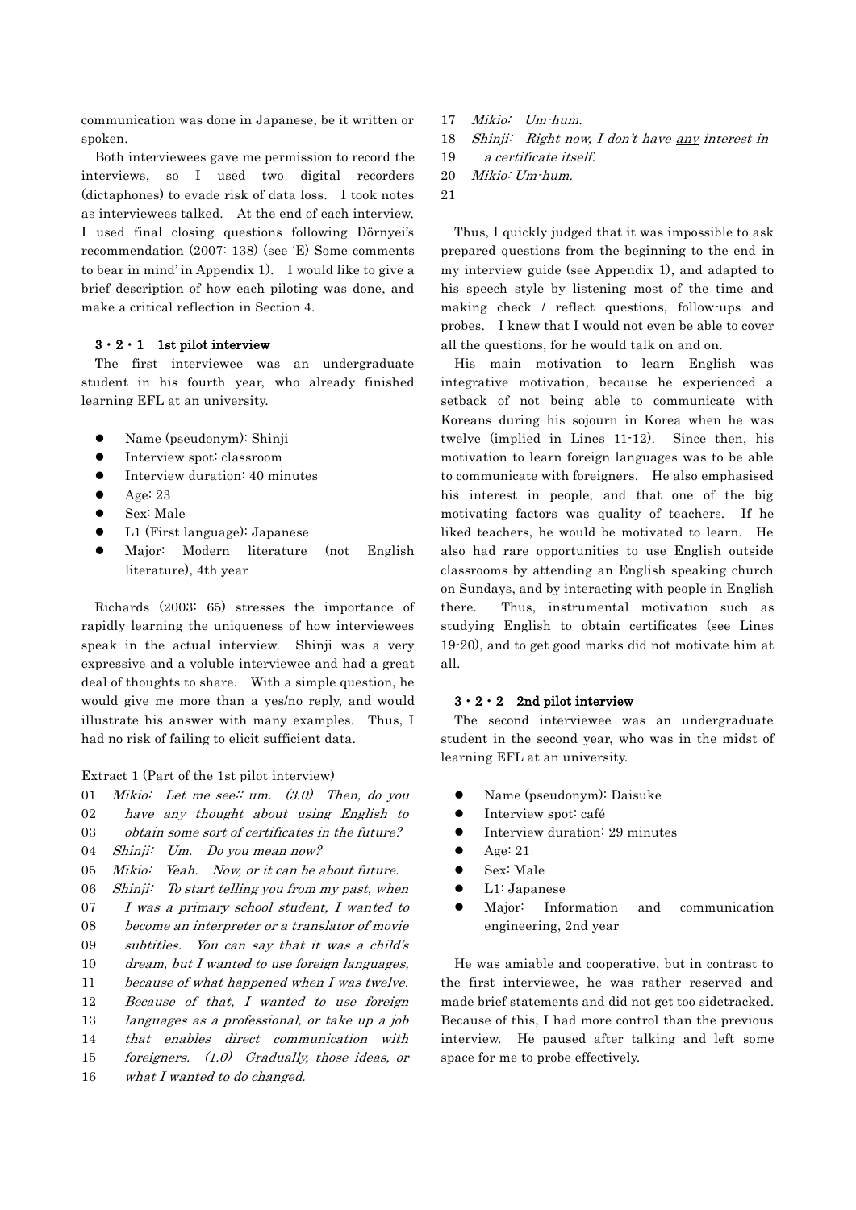communication was done in Japanese, be it written or spoken.

Both interviewees gave me permission to record the interviews, so I used two digital recorders (dictaphones) to evade risk of data loss. I took notes as interviewees talked. At the end of each interview, I used final closing questions following Dörnyei's recommendation (2007: 138) (see 'E) Some comments to bear in mind' in Appendix 1). I would like to give a brief description of how each piloting was done, and make a critical reflection in Section 4.

### 3・2・1 1st pilot interview

The first interviewee was an undergraduate student in his fourth year, who already finished learning EFL at an university.

- Name (pseudonym): Shinji
- Interview spot: classroom
- Interview duration: 40 minutes
- Age: 23
- Sex: Male
- L1 (First language): Japanese
- Major: Modern literature (not English literature), 4th year

Richards (2003: 65) stresses the importance of rapidly learning the uniqueness of how interviewees speak in the actual interview. Shinji was a very expressive and a voluble interviewee and had a great deal of thoughts to share. With a simple question, he would give me more than a yes/no reply, and would illustrate his answer with many examples. Thus, I had no risk of failing to elicit sufficient data.

Extract 1 (Part of the 1st pilot interview)

01 *Mikio: Let me see:: um. (3.0) Then, do you*
02 *have any thought about using English to*
03 *obtain some sort of certificates in the future?*
04 *Shinji: Um. Do you mean now?*
05 *Mikio: Yeah. Now, or it can be about future.*
06 *Shinji: To start telling you from my past, when*
07 *I was a primary school student, I wanted to*
08 *become an interpreter or a translator of movie*
09 *subtitles. You can say that it was a child's*
10 *dream, but I wanted to use foreign languages,*
11 *because of what happened when I was twelve.*
12 *Because of that, I wanted to use foreign*
13 *languages as a professional, or take up a job*
14 *that enables direct communication with*
15 *foreigners. (1.0) Gradually, those ideas, or*
16 *what I wanted to do changed.*
17 *Mikio: Um-hum.*
18 *Shinji: Right now, I don't have <u>any</u> interest in*
19 *a certificate itself.*
20 *Mikio: Um-hum.*
21

Thus, I quickly judged that it was impossible to ask prepared questions from the beginning to the end in my interview guide (see Appendix 1), and adapted to his speech style by listening most of the time and making check / reflect questions, follow-ups and probes. I knew that I would not even be able to cover all the questions, for he would talk on and on.

His main motivation to learn English was integrative motivation, because he experienced a setback of not being able to communicate with Koreans during his sojourn in Korea when he was twelve (implied in Lines 11-12). Since then, his motivation to learn foreign languages was to be able to communicate with foreigners. He also emphasised his interest in people, and that one of the big motivating factors was quality of teachers. If he liked teachers, he would be motivated to learn. He also had rare opportunities to use English outside classrooms by attending an English speaking church on Sundays, and by interacting with people in English there. Thus, instrumental motivation such as studying English to obtain certificates (see Lines 19-20), and to get good marks did not motivate him at all.

### 3・2・2 2nd pilot interview

The second interviewee was an undergraduate student in the second year, who was in the midst of learning EFL at an university.

- Name (pseudonym): Daisuke
- Interview spot: café
- Interview duration: 29 minutes
- Age: 21
- Sex: Male
- L1: Japanese
- Major: Information and communication engineering, 2nd year

He was amiable and cooperative, but in contrast to the first interviewee, he was rather reserved and made brief statements and did not get too sidetracked. Because of this, I had more control than the previous interview. He paused after talking and left some space for me to probe effectively.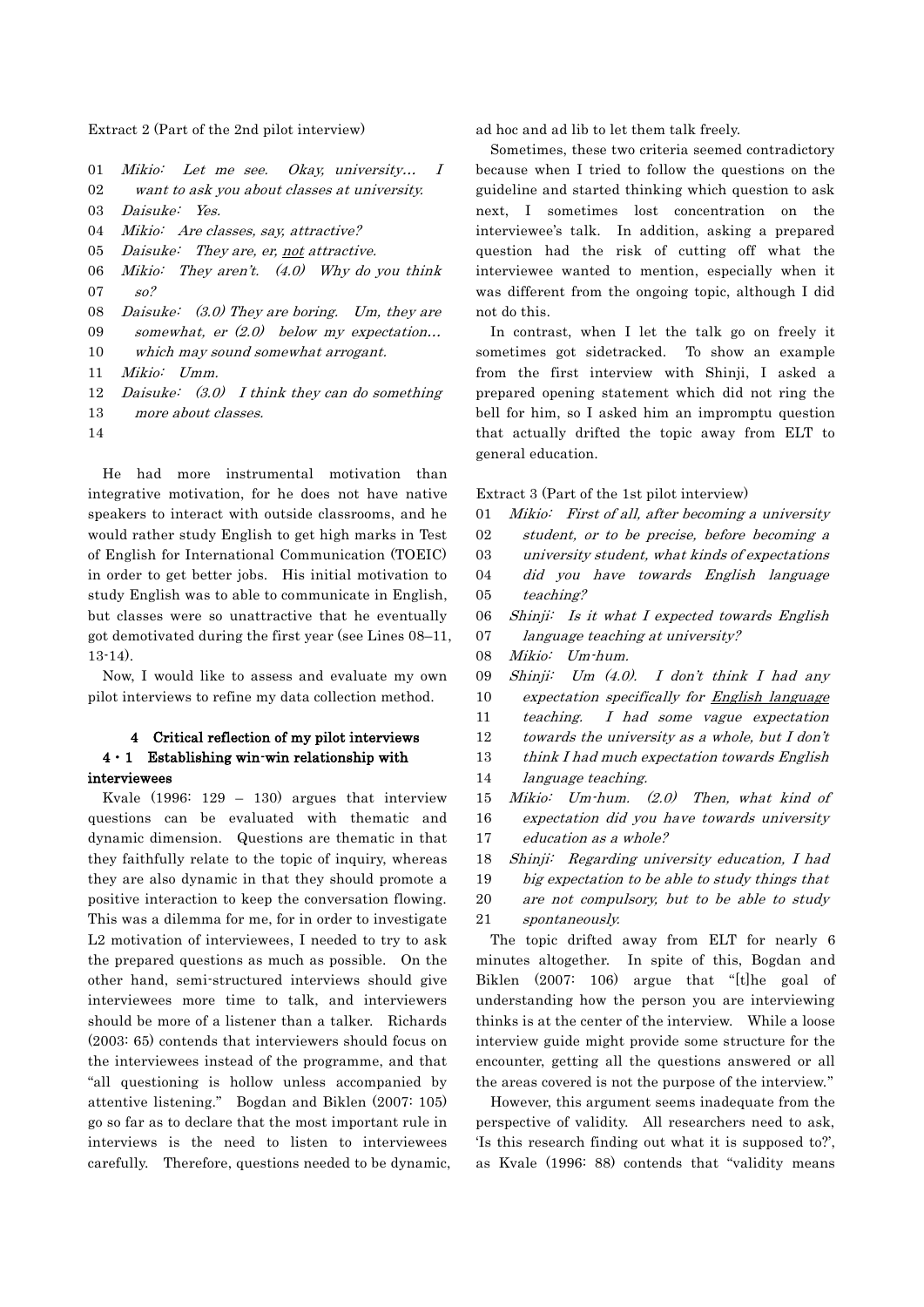Extract 2 (Part of the 2nd pilot interview)

01 *Mikio: Let me see. Okay, university… I*
02 *want to ask you about classes at university.*
03 *Daisuke: Yes.*
04 *Mikio: Are classes, say, attractive?*
05 *Daisuke: They are, er, not attractive.*
06 *Mikio: They aren't. (4.0) Why do you think*
07 *so?*
08 *Daisuke: (3.0) They are boring. Um, they are*
09 *somewhat, er (2.0) below my expectation…*
10 *which may sound somewhat arrogant.*
11 *Mikio: Umm.*
12 *Daisuke: (3.0) I think they can do something*
13 *more about classes.*
14

He had more instrumental motivation than integrative motivation, for he does not have native speakers to interact with outside classrooms, and he would rather study English to get high marks in Test of English for International Communication (TOEIC) in order to get better jobs. His initial motivation to study English was to able to communicate in English, but classes were so unattractive that he eventually got demotivated during the first year (see Lines 08–11, 13-14).

Now, I would like to assess and evaluate my own pilot interviews to refine my data collection method.

## 4 Critical reflection of my pilot interviews

### 4・1 Establishing win-win relationship with interviewees

Kvale (1996: 129 – 130) argues that interview questions can be evaluated with thematic and dynamic dimension. Questions are thematic in that they faithfully relate to the topic of inquiry, whereas they are also dynamic in that they should promote a positive interaction to keep the conversation flowing. This was a dilemma for me, for in order to investigate L2 motivation of interviewees, I needed to try to ask the prepared questions as much as possible. On the other hand, semi-structured interviews should give interviewees more time to talk, and interviewers should be more of a listener than a talker. Richards (2003: 65) contends that interviewers should focus on the interviewees instead of the programme, and that "all questioning is hollow unless accompanied by attentive listening." Bogdan and Biklen (2007: 105) go so far as to declare that the most important rule in interviews is the need to listen to interviewees carefully. Therefore, questions needed to be dynamic, ad hoc and ad lib to let them talk freely.

Sometimes, these two criteria seemed contradictory because when I tried to follow the questions on the guideline and started thinking which question to ask next, I sometimes lost concentration on the interviewee's talk. In addition, asking a prepared question had the risk of cutting off what the interviewee wanted to mention, especially when it was different from the ongoing topic, although I did not do this.

In contrast, when I let the talk go on freely it sometimes got sidetracked. To show an example from the first interview with Shinji, I asked a prepared opening statement which did not ring the bell for him, so I asked him an impromptu question that actually drifted the topic away from ELT to general education.

Extract 3 (Part of the 1st pilot interview)

01 *Mikio: First of all, after becoming a university*
02 *student, or to be precise, before becoming a*
03 *university student, what kinds of expectations*
04 *did you have towards English language*
05 *teaching?*
06 *Shinji: Is it what I expected towards English*
07 *language teaching at university?*
08 *Mikio: Um-hum.*
09 *Shinji: Um (4.0). I don't think I had any*
10 *expectation specifically for English language*
11 *teaching. I had some vague expectation*
12 *towards the university as a whole, but I don't*
13 *think I had much expectation towards English*
14 *language teaching.*
15 *Mikio: Um-hum. (2.0) Then, what kind of*
16 *expectation did you have towards university*
17 *education as a whole?*
18 *Shinji: Regarding university education, I had*
19 *big expectation to be able to study things that*
20 *are not compulsory, but to be able to study*
21 *spontaneously.*

The topic drifted away from ELT for nearly 6 minutes altogether. In spite of this, Bogdan and Biklen (2007: 106) argue that "[t]he goal of understanding how the person you are interviewing thinks is at the center of the interview. While a loose interview guide might provide some structure for the encounter, getting all the questions answered or all the areas covered is not the purpose of the interview."

However, this argument seems inadequate from the perspective of validity. All researchers need to ask, 'Is this research finding out what it is supposed to?', as Kvale (1996: 88) contends that "validity means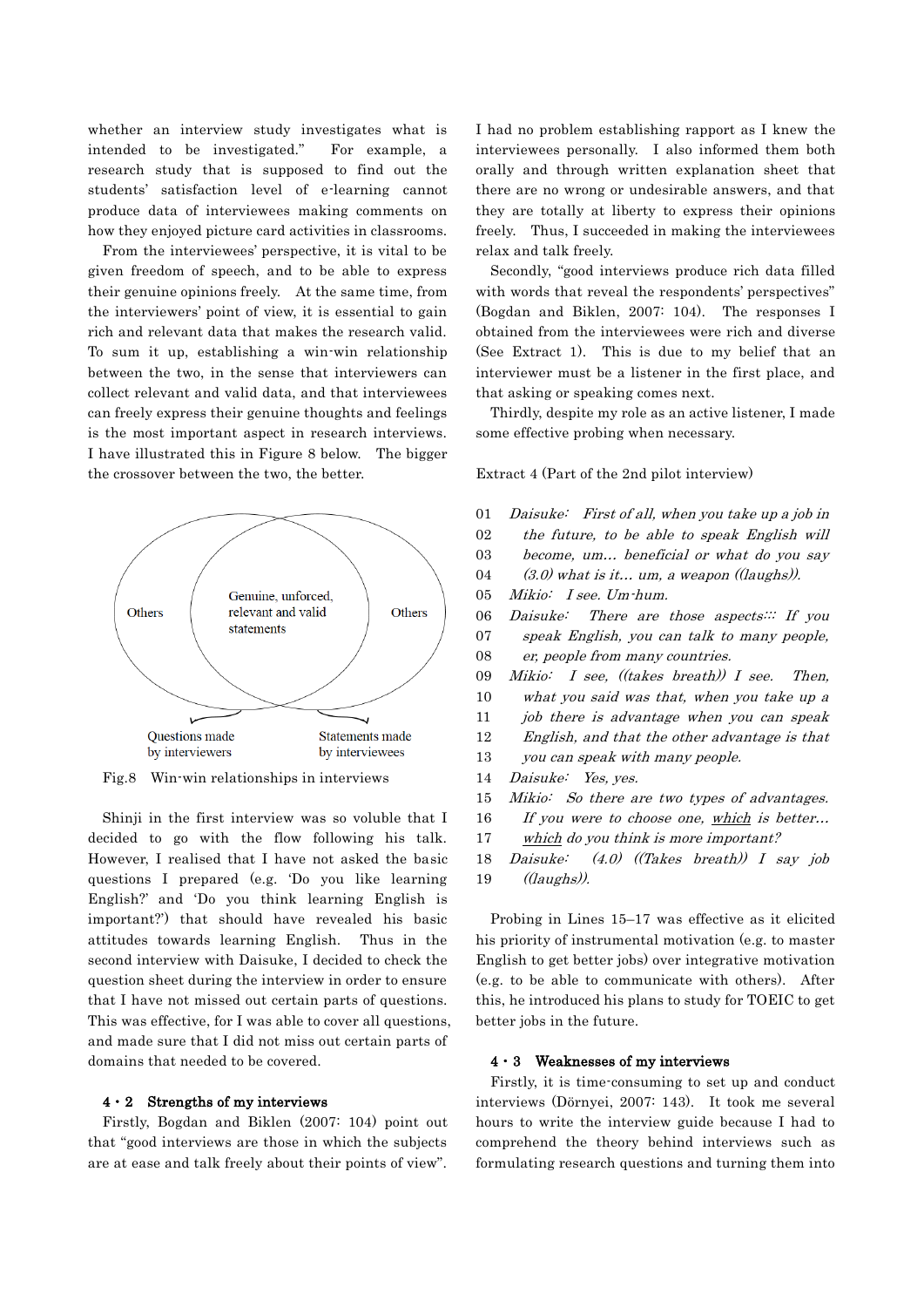whether an interview study investigates what is intended to be investigated." For example, a research study that is supposed to find out the students' satisfaction level of e-learning cannot produce data of interviewees making comments on how they enjoyed picture card activities in classrooms.

From the interviewees' perspective, it is vital to be given freedom of speech, and to be able to express their genuine opinions freely. At the same time, from the interviewers' point of view, it is essential to gain rich and relevant data that makes the research valid. To sum it up, establishing a win-win relationship between the two, in the sense that interviewers can collect relevant and valid data, and that interviewees can freely express their genuine thoughts and feelings is the most important aspect in research interviews. I have illustrated this in Figure 8 below. The bigger the crossover between the two, the better.

Others | Genuine, unforced, relevant and valid statements | Others

Questions made by interviewers | Statements made by interviewees

Fig.8 Win-win relationships in interviews

Shinji in the first interview was so voluble that I decided to go with the flow following his talk. However, I realised that I have not asked the basic questions I prepared (e.g. 'Do you like learning English?' and 'Do you think learning English is important?') that should have revealed his basic attitudes towards learning English. Thus in the second interview with Daisuke, I decided to check the question sheet during the interview in order to ensure that I have not missed out certain parts of questions. This was effective, for I was able to cover all questions, and made sure that I did not miss out certain parts of domains that needed to be covered.

### 4・2 Strengths of my interviews

Firstly, Bogdan and Biklen (2007: 104) point out that "good interviews are those in which the subjects are at ease and talk freely about their points of view". I had no problem establishing rapport as I knew the interviewees personally. I also informed them both orally and through written explanation sheet that there are no wrong or undesirable answers, and that they are totally at liberty to express their opinions freely. Thus, I succeeded in making the interviewees relax and talk freely.

Secondly, "good interviews produce rich data filled with words that reveal the respondents' perspectives" (Bogdan and Biklen, 2007: 104). The responses I obtained from the interviewees were rich and diverse (See Extract 1). This is due to my belief that an interviewer must be a listener in the first place, and that asking or speaking comes next.

Thirdly, despite my role as an active listener, I made some effective probing when necessary.

Extract 4 (Part of the 2nd pilot interview)

01 *Daisuke: First of all, when you take up a job in*
02 *the future, to be able to speak English will*
03 *become, um… beneficial or what do you say*
04 *(3.0) what is it… um, a weapon ((laughs)).*
05 *Mikio: I see. Um-hum.*
06 *Daisuke: There are those aspects::: If you*
07 *speak English, you can talk to many people,*
08 *er, people from many countries.*
09 *Mikio: I see, ((takes breath)) I see. Then,*
10 *what you said was that, when you take up a*
11 *job there is advantage when you can speak*
12 *English, and that the other advantage is that*
13 *you can speak with many people.*
14 *Daisuke: Yes, yes.*
15 *Mikio: So there are two types of advantages.*
16 *If you were to choose one, <u>which</u> is better…*
17 *<u>which</u> do you think is more important?*
18 *Daisuke: (4.0) ((Takes breath)) I say job*
19 *((laughs)).*

Probing in Lines 15–17 was effective as it elicited his priority of instrumental motivation (e.g. to master English to get better jobs) over integrative motivation (e.g. to be able to communicate with others). After this, he introduced his plans to study for TOEIC to get better jobs in the future.

### 4・3 Weaknesses of my interviews

Firstly, it is time-consuming to set up and conduct interviews (Dörnyei, 2007: 143). It took me several hours to write the interview guide because I had to comprehend the theory behind interviews such as formulating research questions and turning them into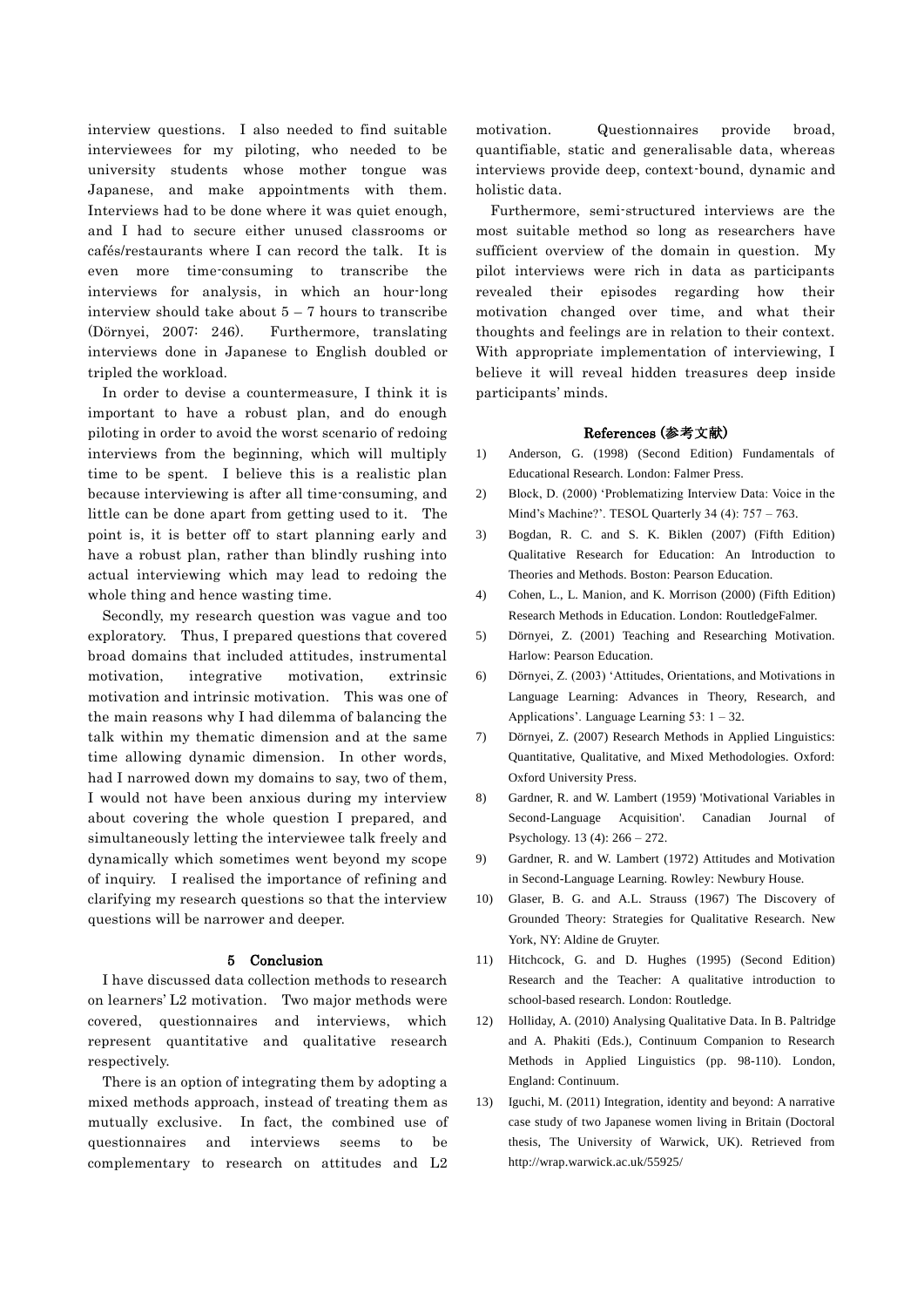interview questions. I also needed to find suitable interviewees for my piloting, who needed to be university students whose mother tongue was Japanese, and make appointments with them. Interviews had to be done where it was quiet enough, and I had to secure either unused classrooms or cafés/restaurants where I can record the talk. It is even more time-consuming to transcribe the interviews for analysis, in which an hour-long interview should take about 5 – 7 hours to transcribe (Dörnyei, 2007: 246). Furthermore, translating interviews done in Japanese to English doubled or tripled the workload.

In order to devise a countermeasure, I think it is important to have a robust plan, and do enough piloting in order to avoid the worst scenario of redoing interviews from the beginning, which will multiply time to be spent. I believe this is a realistic plan because interviewing is after all time-consuming, and little can be done apart from getting used to it. The point is, it is better off to start planning early and have a robust plan, rather than blindly rushing into actual interviewing which may lead to redoing the whole thing and hence wasting time.

Secondly, my research question was vague and too exploratory. Thus, I prepared questions that covered broad domains that included attitudes, instrumental motivation, integrative motivation, extrinsic motivation and intrinsic motivation. This was one of the main reasons why I had dilemma of balancing the talk within my thematic dimension and at the same time allowing dynamic dimension. In other words, had I narrowed down my domains to say, two of them, I would not have been anxious during my interview about covering the whole question I prepared, and simultaneously letting the interviewee talk freely and dynamically which sometimes went beyond my scope of inquiry. I realised the importance of refining and clarifying my research questions so that the interview questions will be narrower and deeper.

## 5 Conclusion

I have discussed data collection methods to research on learners' L2 motivation. Two major methods were covered, questionnaires and interviews, which represent quantitative and qualitative research respectively.

There is an option of integrating them by adopting a mixed methods approach, instead of treating them as mutually exclusive. In fact, the combined use of questionnaires and interviews seems to be complementary to research on attitudes and L2 motivation. Questionnaires provide broad, quantifiable, static and generalisable data, whereas interviews provide deep, context-bound, dynamic and holistic data.

Furthermore, semi-structured interviews are the most suitable method so long as researchers have sufficient overview of the domain in question. My pilot interviews were rich in data as participants revealed their episodes regarding how their motivation changed over time, and what their thoughts and feelings are in relation to their context. With appropriate implementation of interviewing, I believe it will reveal hidden treasures deep inside participants' minds.

## References (参考文献)

1) Anderson, G. (1998) (Second Edition) Fundamentals of Educational Research. London: Falmer Press.
2) Block, D. (2000) 'Problematizing Interview Data: Voice in the Mind's Machine?'. TESOL Quarterly 34 (4): 757 – 763.
3) Bogdan, R. C. and S. K. Biklen (2007) (Fifth Edition) Qualitative Research for Education: An Introduction to Theories and Methods. Boston: Pearson Education.
4) Cohen, L., L. Manion, and K. Morrison (2000) (Fifth Edition) Research Methods in Education. London: RoutledgeFalmer.
5) Dörnyei, Z. (2001) Teaching and Researching Motivation. Harlow: Pearson Education.
6) Dörnyei, Z. (2003) 'Attitudes, Orientations, and Motivations in Language Learning: Advances in Theory, Research, and Applications'. Language Learning 53: 1 – 32.
7) Dörnyei, Z. (2007) Research Methods in Applied Linguistics: Quantitative, Qualitative, and Mixed Methodologies. Oxford: Oxford University Press.
8) Gardner, R. and W. Lambert (1959) 'Motivational Variables in Second-Language Acquisition'. Canadian Journal of Psychology. 13 (4): 266 – 272.
9) Gardner, R. and W. Lambert (1972) Attitudes and Motivation in Second-Language Learning. Rowley: Newbury House.
10) Glaser, B. G. and A.L. Strauss (1967) The Discovery of Grounded Theory: Strategies for Qualitative Research. New York, NY: Aldine de Gruyter.
11) Hitchcock, G. and D. Hughes (1995) (Second Edition) Research and the Teacher: A qualitative introduction to school-based research. London: Routledge.
12) Holliday, A. (2010) Analysing Qualitative Data. In B. Paltridge and A. Phakiti (Eds.), Continuum Companion to Research Methods in Applied Linguistics (pp. 98-110). London, England: Continuum.
13) Iguchi, M. (2011) Integration, identity and beyond: A narrative case study of two Japanese women living in Britain (Doctoral thesis, The University of Warwick, UK). Retrieved from http://wrap.warwick.ac.uk/55925/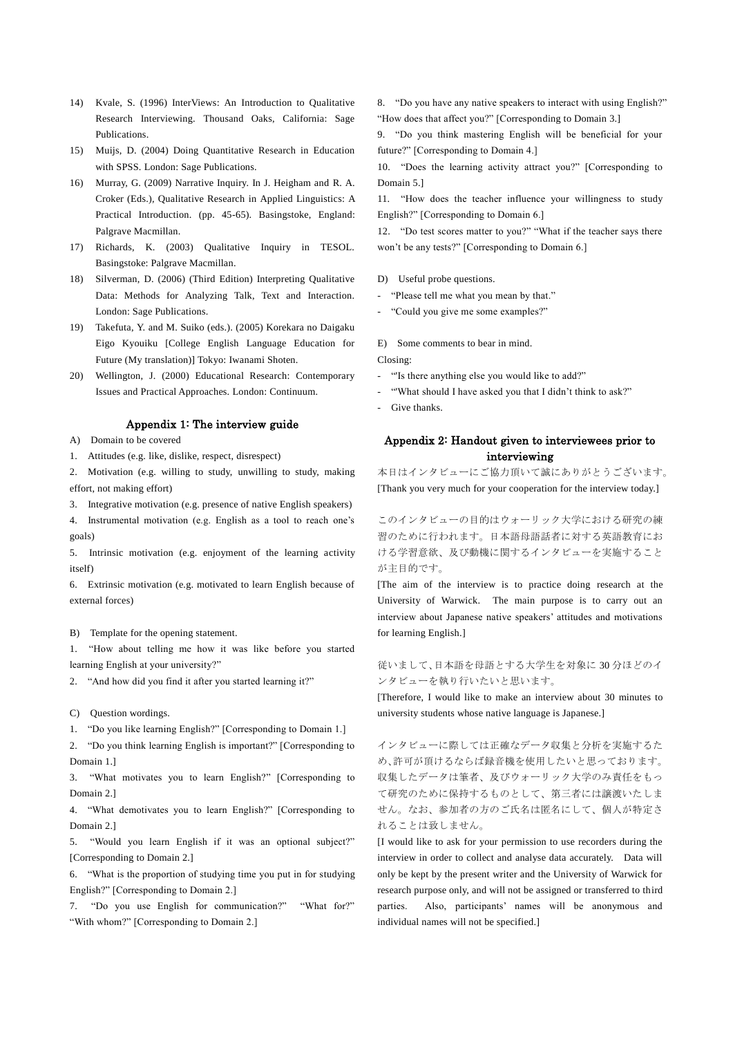14) Kvale, S. (1996) InterViews: An Introduction to Qualitative Research Interviewing. Thousand Oaks, California: Sage Publications.
15) Muijs, D. (2004) Doing Quantitative Research in Education with SPSS. London: Sage Publications.
16) Murray, G. (2009) Narrative Inquiry. In J. Heigham and R. A. Croker (Eds.), Qualitative Research in Applied Linguistics: A Practical Introduction. (pp. 45-65). Basingstoke, England: Palgrave Macmillan.
17) Richards, K. (2003) Qualitative Inquiry in TESOL. Basingstoke: Palgrave Macmillan.
18) Silverman, D. (2006) (Third Edition) Interpreting Qualitative Data: Methods for Analyzing Talk, Text and Interaction. London: Sage Publications.
19) Takefuta, Y. and M. Suiko (eds.). (2005) Korekara no Daigaku Eigo Kyouiku [College English Language Education for Future (My translation)] Tokyo: Iwanami Shoten.
20) Wellington, J. (2000) Educational Research: Contemporary Issues and Practical Approaches. London: Continuum.

## Appendix 1: The interview guide

A) Domain to be covered

1. Attitudes (e.g. like, dislike, respect, disrespect)
2. Motivation (e.g. willing to study, unwilling to study, making effort, not making effort)
3. Integrative motivation (e.g. presence of native English speakers)
4. Instrumental motivation (e.g. English as a tool to reach one's goals)
5. Intrinsic motivation (e.g. enjoyment of the learning activity itself)
6. Extrinsic motivation (e.g. motivated to learn English because of external forces)

B) Template for the opening statement.

1. "How about telling me how it was like before you started learning English at your university?"
2. "And how did you find it after you started learning it?"

C) Question wordings.

1. "Do you like learning English?" [Corresponding to Domain 1.]
2. "Do you think learning English is important?" [Corresponding to Domain 1.]
3. "What motivates you to learn English?" [Corresponding to Domain 2.]
4. "What demotivates you to learn English?" [Corresponding to Domain 2.]
5. "Would you learn English if it was an optional subject?" [Corresponding to Domain 2.]
6. "What is the proportion of studying time you put in for studying English?" [Corresponding to Domain 2.]
7. "Do you use English for communication?" "What for?" "With whom?" [Corresponding to Domain 2.]
8. "Do you have any native speakers to interact with using English?" "How does that affect you?" [Corresponding to Domain 3.]
9. "Do you think mastering English will be beneficial for your future?" [Corresponding to Domain 4.]
10. "Does the learning activity attract you?" [Corresponding to Domain 5.]
11. "How does the teacher influence your willingness to study English?" [Corresponding to Domain 6.]
12. "Do test scores matter to you?" "What if the teacher says there won't be any tests?" [Corresponding to Domain 6.]

D) Useful probe questions.

- "Please tell me what you mean by that."
- "Could you give me some examples?"

E) Some comments to bear in mind.

Closing:

- "'Is there anything else you would like to add?"
- "'What should I have asked you that I didn't think to ask?"
- Give thanks.

## Appendix 2: Handout given to interviewees prior to interviewing

本日はインタビューにご協力頂いて誠にありがとうございます。
[Thank you very much for your cooperation for the interview today.]

このインタビューの目的はウォーリック大学における研究の練習のために行われます。日本語母語話者に対する英語教育における学習意欲、及び動機に関するインタビューを実施することが主目的です。
[The aim of the interview is to practice doing research at the University of Warwick. The main purpose is to carry out an interview about Japanese native speakers' attitudes and motivations for learning English.]

従いまして、日本語を母語とする大学生を対象に 30 分ほどのインタビューを執り行いたいと思います。
[Therefore, I would like to make an interview about 30 minutes to university students whose native language is Japanese.]

インタビューに際しては正確なデータ収集と分析を実施するため、許可が頂けるならば録音機を使用したいと思っております。収集したデータは筆者、及びウォーリック大学のみ責任をもって研究のために保持するものとして、第三者には譲渡いたしません。なお、参加者の方のご氏名は匿名にして、個人が特定されることは致しません。
[I would like to ask for your permission to use recorders during the interview in order to collect and analyse data accurately. Data will only be kept by the present writer and the University of Warwick for research purpose only, and will not be assigned or transferred to third parties. Also, participants' names will be anonymous and individual names will not be specified.]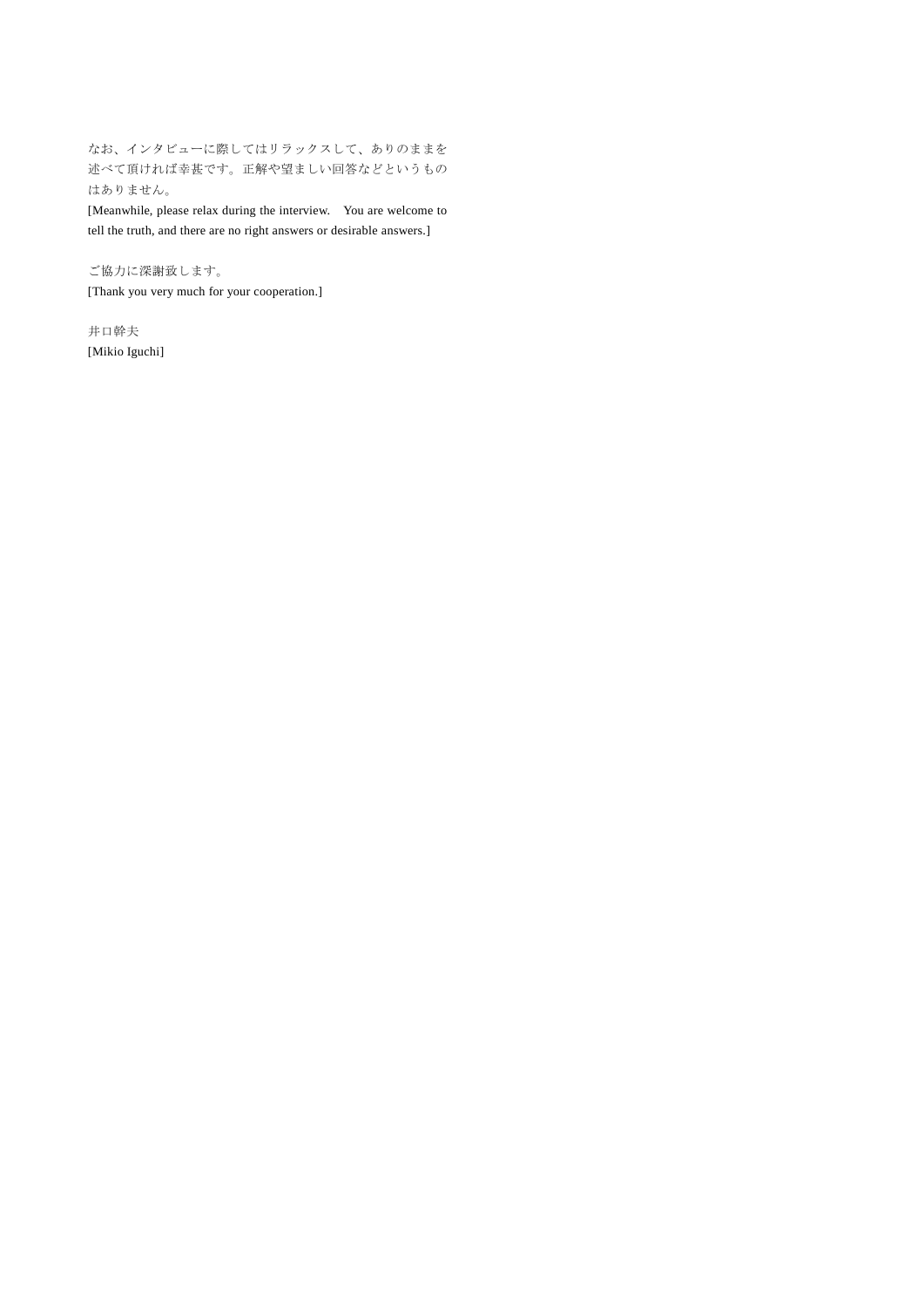なお、インタビューに際してはリラックスして、ありのままを述べて頂ければ幸甚です。正解や望ましい回答などというものはありません。

[Meanwhile, please relax during the interview.　You are welcome to tell the truth, and there are no right answers or desirable answers.]

ご協力に深謝致します。

[Thank you very much for your cooperation.]

井口幹夫

[Mikio Iguchi]